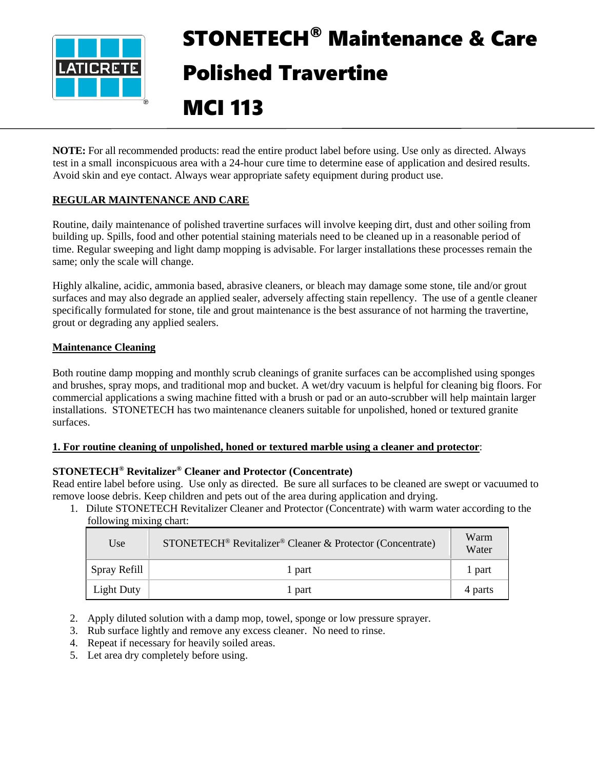# STONETECH® Maintenance & Care

# Polished Travertine

# MCI 113

**NOTE:** For all recommended products: read the entire product label before using. Use only as directed. Always test in a small inconspicuous area with a 24-hour cure time to determine ease of application and desired results. Avoid skin and eye contact. Always wear appropriate safety equipment during product use.

## REGULAR MAINTENANCE AND CARE

Routine, daily maintenance of polished travertine surfaces will involve keeping dirt, dust and other soiling from building up. Spills, food and other potential staining materials need to be cleaned up in a reasonable period of time. Regular sweeping and light damp mopping is advisable. For larger installations these processes remain the same; only the scale will change.

Highly alkaline, acidic, ammonia based, abrasive cleaners, or bleach may damage some stone, tile and/or grout surfaces and may also degrade an applied sealer, adversely affecting stain repellency. The use of a gentle cleaner specifically formulated for stone, tile and grout maintenance is the best assurance of not harming the travertine, grout or degrading any applied sealers.

### Maintenance Cleaning

Both routine damp mopping and monthly scrub cleanings of granite surfaces can be accomplished using sponges and brushes, spray mops, and traditional mop and bucket. A wet/dry vacuum is helpful for cleaning big floors. For commercial applications a swing machine fitted with a brush or pad or an auto-scrubber will help maintain larger installations. STONETECH has two maintenance cleaners suitable for unpolished, honed or textured granite surfaces.

**1. For routine cleaning of unpolished, honed or textured marble using a cleaner and protector**:

**STONETECH® Revitalizer® Cleaner and Protector (Concentrate)**
Read entire label before using. Use only as directed. Be sure all surfaces to be cleaned are swept or vacuumed to remove loose debris. Keep children and pets out of the area during application and drying.

1. Dilute STONETECH Revitalizer Cleaner and Protector (Concentrate) with warm water according to the following mixing chart:

| Use | STONETECH® Revitalizer® Cleaner & Protector (Concentrate) | Warm Water |
|---|---|---|
| Spray Refill | 1 part | 1 part |
| Light Duty | 1 part | 4 parts |

2. Apply diluted solution with a damp mop, towel, sponge or low pressure sprayer.
3. Rub surface lightly and remove any excess cleaner. No need to rinse.
4. Repeat if necessary for heavily soiled areas.
5. Let area dry completely before using.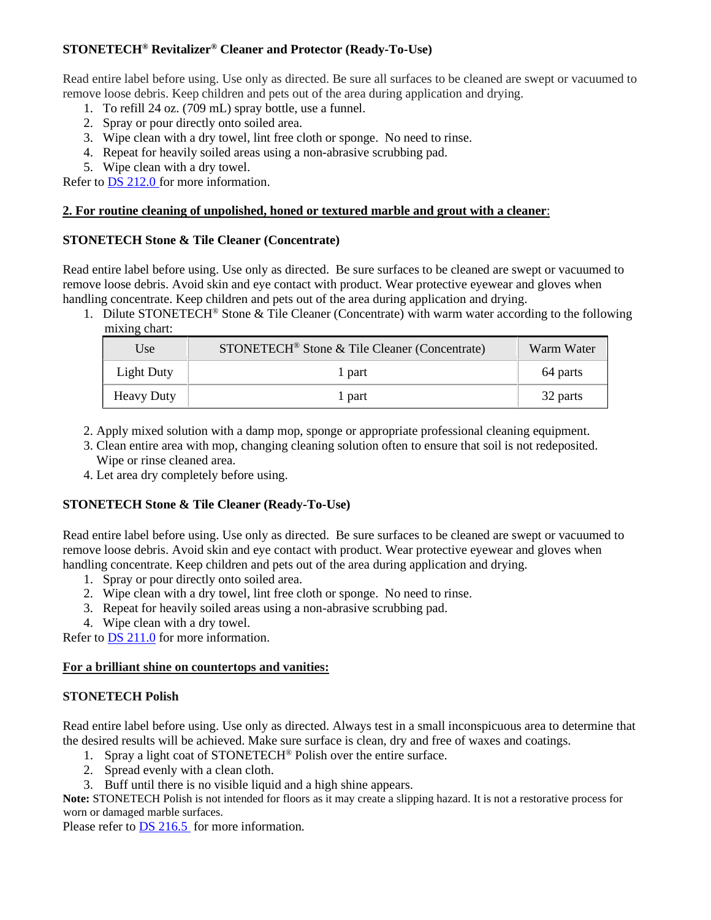**STONETECH® Revitalizer® Cleaner and Protector (Ready-To-Use)**

Read entire label before using. Use only as directed. Be sure all surfaces to be cleaned are swept or vacuumed to remove loose debris. Keep children and pets out of the area during application and drying.

1. To refill 24 oz. (709 mL) spray bottle, use a funnel.
2. Spray or pour directly onto soiled area.
3. Wipe clean with a dry towel, lint free cloth or sponge. No need to rinse.
4. Repeat for heavily soiled areas using a non-abrasive scrubbing pad.
5. Wipe clean with a dry towel.

Refer to DS 212.0 for more information.

**2. For routine cleaning of unpolished, honed or textured marble and grout with a cleaner**:

**STONETECH Stone & Tile Cleaner (Concentrate)**

Read entire label before using. Use only as directed. Be sure surfaces to be cleaned are swept or vacuumed to remove loose debris. Avoid skin and eye contact with product. Wear protective eyewear and gloves when handling concentrate. Keep children and pets out of the area during application and drying.

1. Dilute STONETECH® Stone & Tile Cleaner (Concentrate) with warm water according to the following mixing chart:

| Use | STONETECH® Stone & Tile Cleaner (Concentrate) | Warm Water |
|---|---|---|
| Light Duty | 1 part | 64 parts |
| Heavy Duty | 1 part | 32 parts |

2. Apply mixed solution with a damp mop, sponge or appropriate professional cleaning equipment.
3. Clean entire area with mop, changing cleaning solution often to ensure that soil is not redeposited. Wipe or rinse cleaned area.
4. Let area dry completely before using.

**STONETECH Stone & Tile Cleaner (Ready-To-Use)**

Read entire label before using. Use only as directed. Be sure surfaces to be cleaned are swept or vacuumed to remove loose debris. Avoid skin and eye contact with product. Wear protective eyewear and gloves when handling concentrate. Keep children and pets out of the area during application and drying.

1. Spray or pour directly onto soiled area.
2. Wipe clean with a dry towel, lint free cloth or sponge. No need to rinse.
3. Repeat for heavily soiled areas using a non-abrasive scrubbing pad.
4. Wipe clean with a dry towel.

Refer to DS 211.0 for more information.

**For a brilliant shine on countertops and vanities:**

**STONETECH Polish**

Read entire label before using. Use only as directed. Always test in a small inconspicuous area to determine that the desired results will be achieved. Make sure surface is clean, dry and free of waxes and coatings.

1. Spray a light coat of STONETECH® Polish over the entire surface.
2. Spread evenly with a clean cloth.
3. Buff until there is no visible liquid and a high shine appears.

**Note:** STONETECH Polish is not intended for floors as it may create a slipping hazard. It is not a restorative process for worn or damaged marble surfaces.

Please refer to DS 216.5 for more information.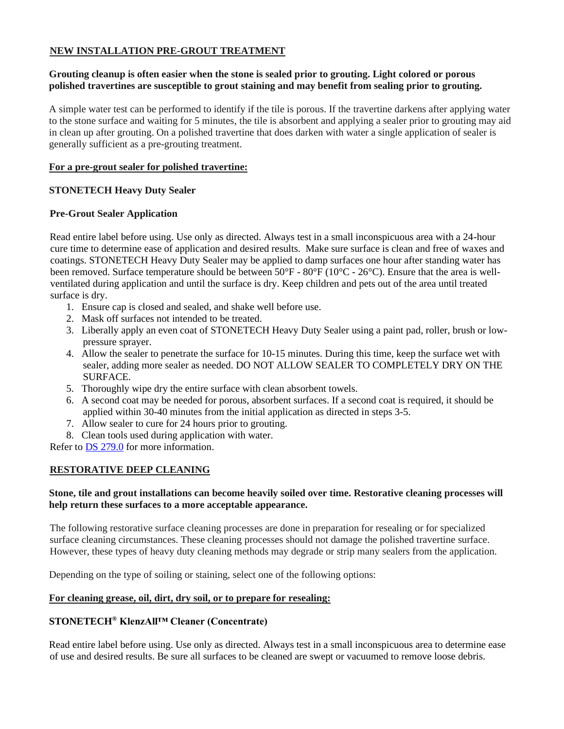## NEW INSTALLATION PRE-GROUT TREATMENT

**Grouting cleanup is often easier when the stone is sealed prior to grouting. Light colored or porous polished travertines are susceptible to grout staining and may benefit from sealing prior to grouting.**

A simple water test can be performed to identify if the tile is porous. If the travertine darkens after applying water to the stone surface and waiting for 5 minutes, the tile is absorbent and applying a sealer prior to grouting may aid in clean up after grouting. On a polished travertine that does darken with water a single application of sealer is generally sufficient as a pre-grouting treatment.

### For a pre-grout sealer for polished travertine:

**STONETECH Heavy Duty Sealer**

**Pre-Grout Sealer Application**

Read entire label before using. Use only as directed. Always test in a small inconspicuous area with a 24-hour cure time to determine ease of application and desired results. Make sure surface is clean and free of waxes and coatings. STONETECH Heavy Duty Sealer may be applied to damp surfaces one hour after standing water has been removed. Surface temperature should be between 50°F - 80°F (10°C - 26°C). Ensure that the area is well-ventilated during application and until the surface is dry. Keep children and pets out of the area until treated surface is dry.

1. Ensure cap is closed and sealed, and shake well before use.
2. Mask off surfaces not intended to be treated.
3. Liberally apply an even coat of STONETECH Heavy Duty Sealer using a paint pad, roller, brush or low-pressure sprayer.
4. Allow the sealer to penetrate the surface for 10-15 minutes. During this time, keep the surface wet with sealer, adding more sealer as needed. DO NOT ALLOW SEALER TO COMPLETELY DRY ON THE SURFACE.
5. Thoroughly wipe dry the entire surface with clean absorbent towels.
6. A second coat may be needed for porous, absorbent surfaces. If a second coat is required, it should be applied within 30-40 minutes from the initial application as directed in steps 3-5.
7. Allow sealer to cure for 24 hours prior to grouting.
8. Clean tools used during application with water.

Refer to DS 279.0 for more information.

## RESTORATIVE DEEP CLEANING

**Stone, tile and grout installations can become heavily soiled over time. Restorative cleaning processes will help return these surfaces to a more acceptable appearance.**

The following restorative surface cleaning processes are done in preparation for resealing or for specialized surface cleaning circumstances. These cleaning processes should not damage the polished travertine surface. However, these types of heavy duty cleaning methods may degrade or strip many sealers from the application.

Depending on the type of soiling or staining, select one of the following options:

### For cleaning grease, oil, dirt, dry soil, or to prepare for resealing:

**STONETECH® KlenzAll™ Cleaner (Concentrate)**

Read entire label before using. Use only as directed. Always test in a small inconspicuous area to determine ease of use and desired results. Be sure all surfaces to be cleaned are swept or vacuumed to remove loose debris.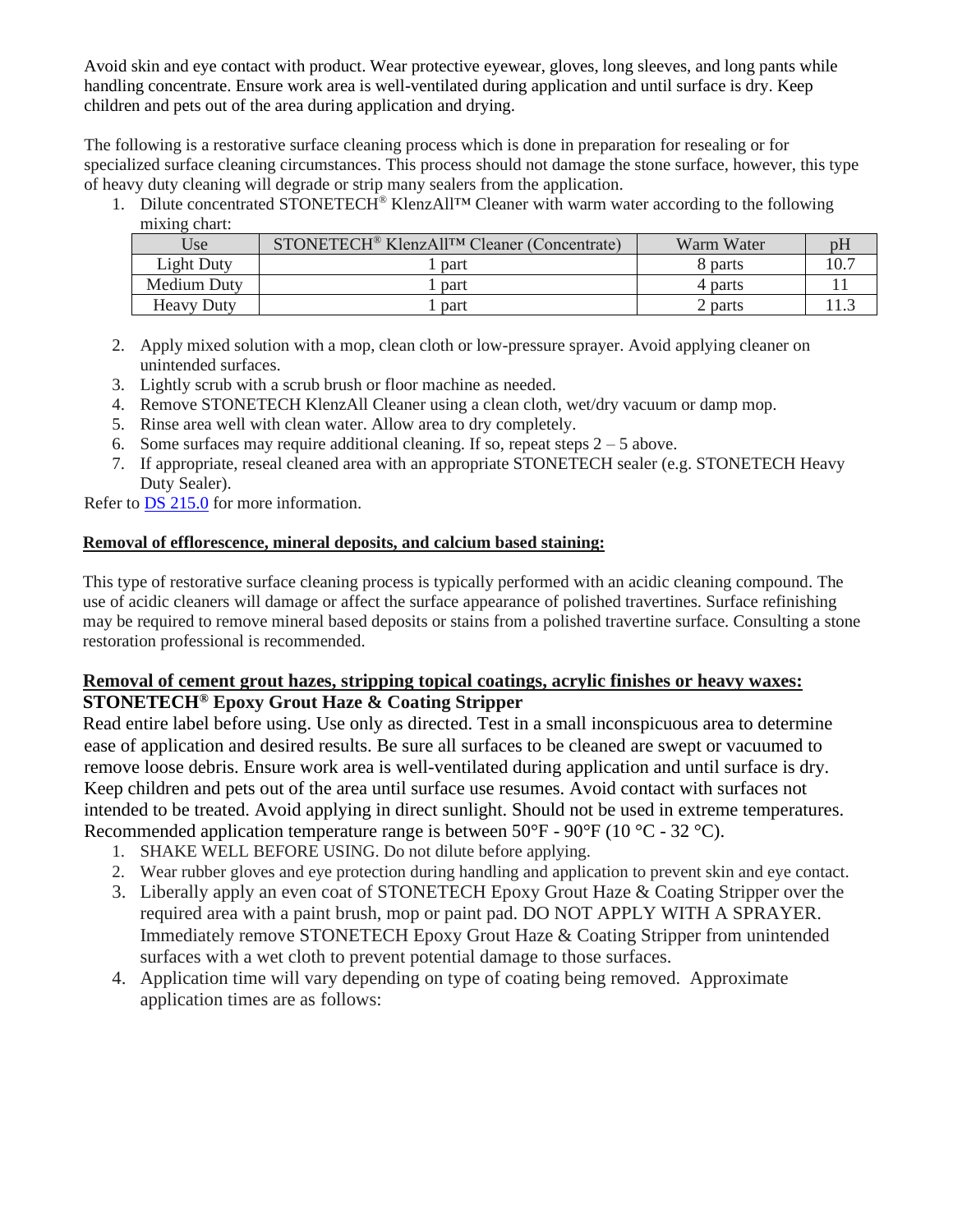Avoid skin and eye contact with product. Wear protective eyewear, gloves, long sleeves, and long pants while handling concentrate. Ensure work area is well-ventilated during application and until surface is dry. Keep children and pets out of the area during application and drying.

The following is a restorative surface cleaning process which is done in preparation for resealing or for specialized surface cleaning circumstances. This process should not damage the stone surface, however, this type of heavy duty cleaning will degrade or strip many sealers from the application.

1. Dilute concentrated STONETECH® KlenzAll™ Cleaner with warm water according to the following mixing chart:

| Use | STONETECH® KlenzAll™ Cleaner (Concentrate) | Warm Water | pH |
|---|---|---|---|
| Light Duty | 1 part | 8 parts | 10.7 |
| Medium Duty | 1 part | 4 parts | 11 |
| Heavy Duty | 1 part | 2 parts | 11.3 |

2. Apply mixed solution with a mop, clean cloth or low-pressure sprayer. Avoid applying cleaner on unintended surfaces.
3. Lightly scrub with a scrub brush or floor machine as needed.
4. Remove STONETECH KlenzAll Cleaner using a clean cloth, wet/dry vacuum or damp mop.
5. Rinse area well with clean water. Allow area to dry completely.
6. Some surfaces may require additional cleaning. If so, repeat steps 2 – 5 above.
7. If appropriate, reseal cleaned area with an appropriate STONETECH sealer (e.g. STONETECH Heavy Duty Sealer).

Refer to DS 215.0 for more information.

**Removal of efflorescence, mineral deposits, and calcium based staining:**

This type of restorative surface cleaning process is typically performed with an acidic cleaning compound. The use of acidic cleaners will damage or affect the surface appearance of polished travertines. Surface refinishing may be required to remove mineral based deposits or stains from a polished travertine surface. Consulting a stone restoration professional is recommended.

**Removal of cement grout hazes, stripping topical coatings, acrylic finishes or heavy waxes:**
**STONETECH® Epoxy Grout Haze & Coating Stripper**

Read entire label before using. Use only as directed. Test in a small inconspicuous area to determine ease of application and desired results. Be sure all surfaces to be cleaned are swept or vacuumed to remove loose debris. Ensure work area is well-ventilated during application and until surface is dry. Keep children and pets out of the area until surface use resumes. Avoid contact with surfaces not intended to be treated. Avoid applying in direct sunlight. Should not be used in extreme temperatures. Recommended application temperature range is between 50°F - 90°F (10 °C - 32 °C).

1. SHAKE WELL BEFORE USING. Do not dilute before applying.
2. Wear rubber gloves and eye protection during handling and application to prevent skin and eye contact.
3. Liberally apply an even coat of STONETECH Epoxy Grout Haze & Coating Stripper over the required area with a paint brush, mop or paint pad. DO NOT APPLY WITH A SPRAYER. Immediately remove STONETECH Epoxy Grout Haze & Coating Stripper from unintended surfaces with a wet cloth to prevent potential damage to those surfaces.
4. Application time will vary depending on type of coating being removed. Approximate application times are as follows: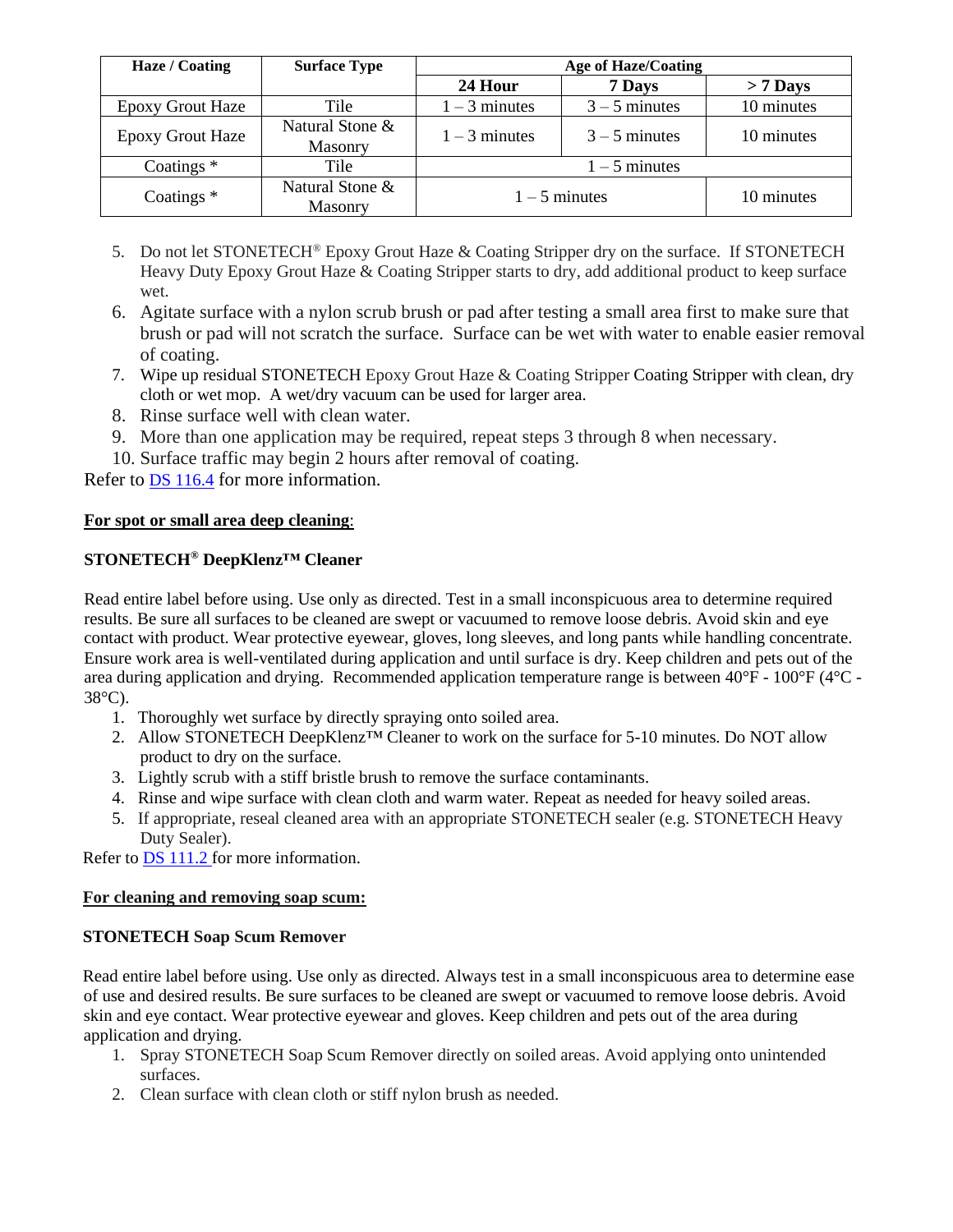| Haze / Coating | Surface Type | Age of Haze/Coating | | |
|---|---|---|---|---|
| | | **24 Hour** | **7 Days** | **> 7 Days** |
| Epoxy Grout Haze | Tile | 1 – 3 minutes | 3 – 5 minutes | 10 minutes |
| Epoxy Grout Haze | Natural Stone & Masonry | 1 – 3 minutes | 3 – 5 minutes | 10 minutes |
| Coatings * | Tile | 1 – 5 minutes | | |
| Coatings * | Natural Stone & Masonry | 1 – 5 minutes | | 10 minutes |

5. Do not let STONETECH® Epoxy Grout Haze & Coating Stripper dry on the surface. If STONETECH Heavy Duty Epoxy Grout Haze & Coating Stripper starts to dry, add additional product to keep surface wet.
6. Agitate surface with a nylon scrub brush or pad after testing a small area first to make sure that brush or pad will not scratch the surface. Surface can be wet with water to enable easier removal of coating.
7. Wipe up residual STONETECH Epoxy Grout Haze & Coating Stripper Coating Stripper with clean, dry cloth or wet mop. A wet/dry vacuum can be used for larger area.
8. Rinse surface well with clean water.
9. More than one application may be required, repeat steps 3 through 8 when necessary.
10. Surface traffic may begin 2 hours after removal of coating.

Refer to DS 116.4 for more information.

**For spot or small area deep cleaning**:

**STONETECH® DeepKlenz™ Cleaner**

Read entire label before using. Use only as directed. Test in a small inconspicuous area to determine required results. Be sure all surfaces to be cleaned are swept or vacuumed to remove loose debris. Avoid skin and eye contact with product. Wear protective eyewear, gloves, long sleeves, and long pants while handling concentrate. Ensure work area is well-ventilated during application and until surface is dry. Keep children and pets out of the area during application and drying. Recommended application temperature range is between 40°F - 100°F (4°C - 38°C).

1. Thoroughly wet surface by directly spraying onto soiled area.
2. Allow STONETECH DeepKlenz™ Cleaner to work on the surface for 5-10 minutes. Do NOT allow product to dry on the surface.
3. Lightly scrub with a stiff bristle brush to remove the surface contaminants.
4. Rinse and wipe surface with clean cloth and warm water. Repeat as needed for heavy soiled areas.
5. If appropriate, reseal cleaned area with an appropriate STONETECH sealer (e.g. STONETECH Heavy Duty Sealer).

Refer to DS 111.2 for more information.

**For cleaning and removing soap scum:**

**STONETECH Soap Scum Remover**

Read entire label before using. Use only as directed. Always test in a small inconspicuous area to determine ease of use and desired results. Be sure surfaces to be cleaned are swept or vacuumed to remove loose debris. Avoid skin and eye contact. Wear protective eyewear and gloves. Keep children and pets out of the area during application and drying.

1. Spray STONETECH Soap Scum Remover directly on soiled areas. Avoid applying onto unintended surfaces.
2. Clean surface with clean cloth or stiff nylon brush as needed.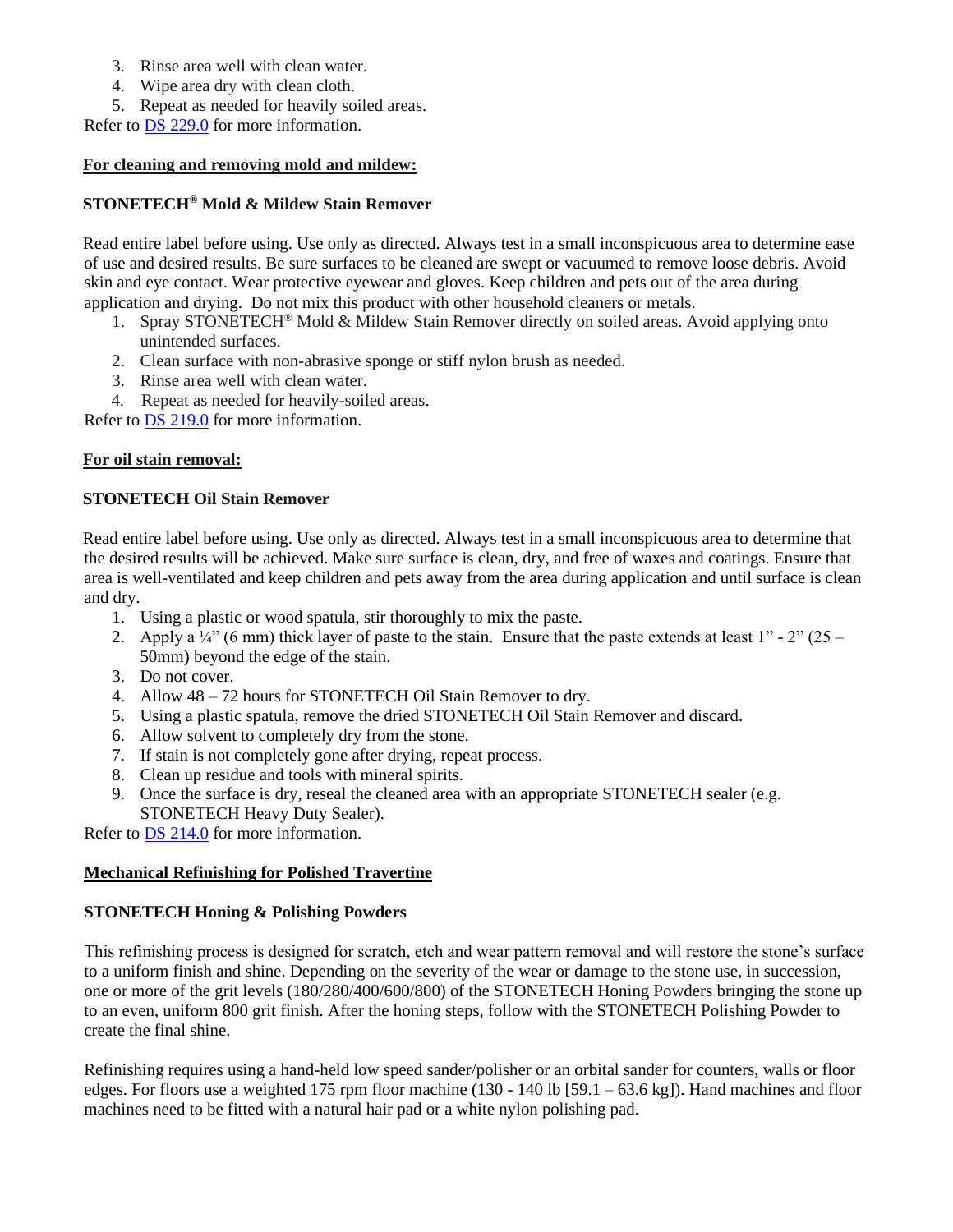3. Rinse area well with clean water.
4. Wipe area dry with clean cloth.
5. Repeat as needed for heavily soiled areas.

Refer to [DS 229.0]() for more information.

**For cleaning and removing mold and mildew:**

**STONETECH® Mold & Mildew Stain Remover**

Read entire label before using. Use only as directed. Always test in a small inconspicuous area to determine ease of use and desired results. Be sure surfaces to be cleaned are swept or vacuumed to remove loose debris. Avoid skin and eye contact. Wear protective eyewear and gloves. Keep children and pets out of the area during application and drying. Do not mix this product with other household cleaners or metals.

1. Spray STONETECH® Mold & Mildew Stain Remover directly on soiled areas. Avoid applying onto unintended surfaces.
2. Clean surface with non-abrasive sponge or stiff nylon brush as needed.
3. Rinse area well with clean water.
4. Repeat as needed for heavily-soiled areas.

Refer to [DS 219.0]() for more information.

**For oil stain removal:**

**STONETECH Oil Stain Remover**

Read entire label before using. Use only as directed. Always test in a small inconspicuous area to determine that the desired results will be achieved. Make sure surface is clean, dry, and free of waxes and coatings. Ensure that area is well-ventilated and keep children and pets away from the area during application and until surface is clean and dry.

1. Using a plastic or wood spatula, stir thoroughly to mix the paste.
2. Apply a ¼" (6 mm) thick layer of paste to the stain. Ensure that the paste extends at least 1" - 2" (25 – 50mm) beyond the edge of the stain.
3. Do not cover.
4. Allow 48 – 72 hours for STONETECH Oil Stain Remover to dry.
5. Using a plastic spatula, remove the dried STONETECH Oil Stain Remover and discard.
6. Allow solvent to completely dry from the stone.
7. If stain is not completely gone after drying, repeat process.
8. Clean up residue and tools with mineral spirits.
9. Once the surface is dry, reseal the cleaned area with an appropriate STONETECH sealer (e.g. STONETECH Heavy Duty Sealer).

Refer to [DS 214.0]() for more information.

**Mechanical Refinishing for Polished Travertine**

**STONETECH Honing & Polishing Powders**

This refinishing process is designed for scratch, etch and wear pattern removal and will restore the stone's surface to a uniform finish and shine. Depending on the severity of the wear or damage to the stone use, in succession, one or more of the grit levels (180/280/400/600/800) of the STONETECH Honing Powders bringing the stone up to an even, uniform 800 grit finish. After the honing steps, follow with the STONETECH Polishing Powder to create the final shine.

Refinishing requires using a hand-held low speed sander/polisher or an orbital sander for counters, walls or floor edges. For floors use a weighted 175 rpm floor machine (130 - 140 lb [59.1 – 63.6 kg]). Hand machines and floor machines need to be fitted with a natural hair pad or a white nylon polishing pad.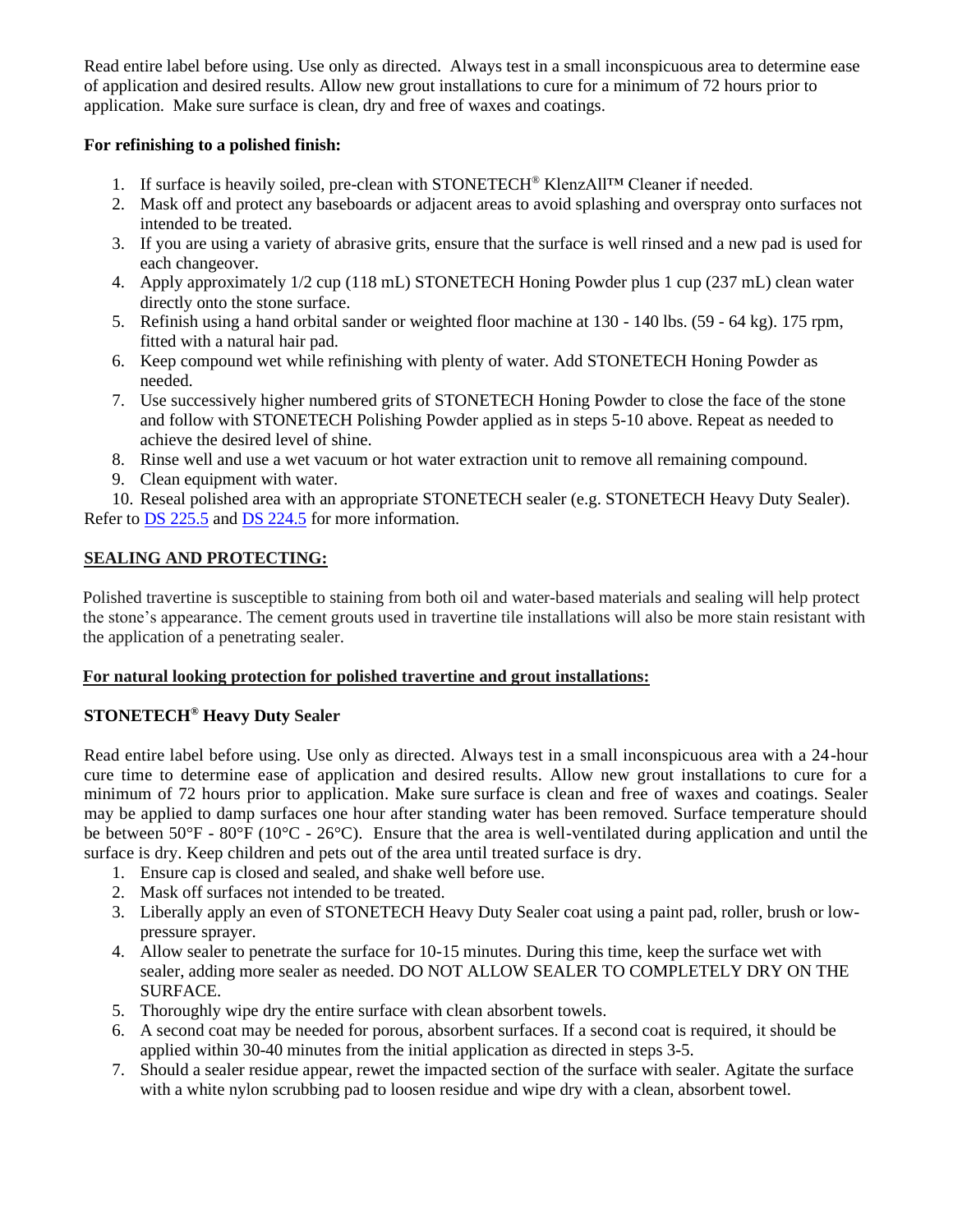Read entire label before using. Use only as directed. Always test in a small inconspicuous area to determine ease of application and desired results. Allow new grout installations to cure for a minimum of 72 hours prior to application. Make sure surface is clean, dry and free of waxes and coatings.

**For refinishing to a polished finish:**

1. If surface is heavily soiled, pre-clean with STONETECH® KlenzAll™ Cleaner if needed.
2. Mask off and protect any baseboards or adjacent areas to avoid splashing and overspray onto surfaces not intended to be treated.
3. If you are using a variety of abrasive grits, ensure that the surface is well rinsed and a new pad is used for each changeover.
4. Apply approximately 1/2 cup (118 mL) STONETECH Honing Powder plus 1 cup (237 mL) clean water directly onto the stone surface.
5. Refinish using a hand orbital sander or weighted floor machine at 130 - 140 lbs. (59 - 64 kg). 175 rpm, fitted with a natural hair pad.
6. Keep compound wet while refinishing with plenty of water. Add STONETECH Honing Powder as needed.
7. Use successively higher numbered grits of STONETECH Honing Powder to close the face of the stone and follow with STONETECH Polishing Powder applied as in steps 5-10 above. Repeat as needed to achieve the desired level of shine.
8. Rinse well and use a wet vacuum or hot water extraction unit to remove all remaining compound.
9. Clean equipment with water.
10. Reseal polished area with an appropriate STONETECH sealer (e.g. STONETECH Heavy Duty Sealer).

Refer to DS 225.5 and DS 224.5 for more information.

## SEALING AND PROTECTING:

Polished travertine is susceptible to staining from both oil and water-based materials and sealing will help protect the stone's appearance. The cement grouts used in travertine tile installations will also be more stain resistant with the application of a penetrating sealer.

### For natural looking protection for polished travertine and grout installations:

**STONETECH® Heavy Duty Sealer**

Read entire label before using. Use only as directed. Always test in a small inconspicuous area with a 24-hour cure time to determine ease of application and desired results. Allow new grout installations to cure for a minimum of 72 hours prior to application. Make sure surface is clean and free of waxes and coatings. Sealer may be applied to damp surfaces one hour after standing water has been removed. Surface temperature should be between 50°F - 80°F (10°C - 26°C). Ensure that the area is well-ventilated during application and until the surface is dry. Keep children and pets out of the area until treated surface is dry.

1. Ensure cap is closed and sealed, and shake well before use.
2. Mask off surfaces not intended to be treated.
3. Liberally apply an even of STONETECH Heavy Duty Sealer coat using a paint pad, roller, brush or low-pressure sprayer.
4. Allow sealer to penetrate the surface for 10-15 minutes. During this time, keep the surface wet with sealer, adding more sealer as needed. DO NOT ALLOW SEALER TO COMPLETELY DRY ON THE SURFACE.
5. Thoroughly wipe dry the entire surface with clean absorbent towels.
6. A second coat may be needed for porous, absorbent surfaces. If a second coat is required, it should be applied within 30-40 minutes from the initial application as directed in steps 3-5.
7. Should a sealer residue appear, rewet the impacted section of the surface with sealer. Agitate the surface with a white nylon scrubbing pad to loosen residue and wipe dry with a clean, absorbent towel.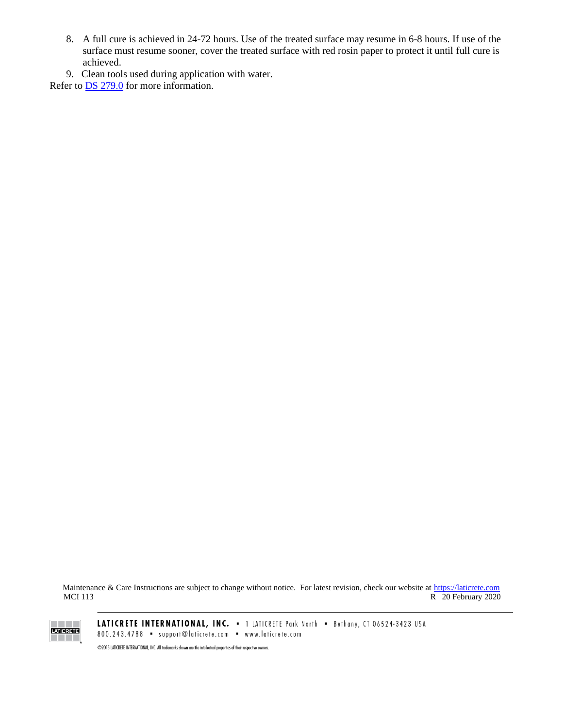8. A full cure is achieved in 24-72 hours. Use of the treated surface may resume in 6-8 hours. If use of the surface must resume sooner, cover the treated surface with red rosin paper to protect it until full cure is achieved.
9. Clean tools used during application with water.

Refer to DS 279.0 for more information.

Maintenance & Care Instructions are subject to change without notice. For latest revision, check our website at https://laticrete.com

MCI 113 R 20 February 2020

**LATICRETE INTERNATIONAL, INC.** ▪ 1 LATICRETE Park North ▪ Bethany, CT 06524-3423 USA
800.243.4788 ▪ support@laticrete.com ▪ www.laticrete.com

©2015 LATICRETE INTERNATIONAL, INC. All trademarks shown are the intellectual properties of their respective owners.